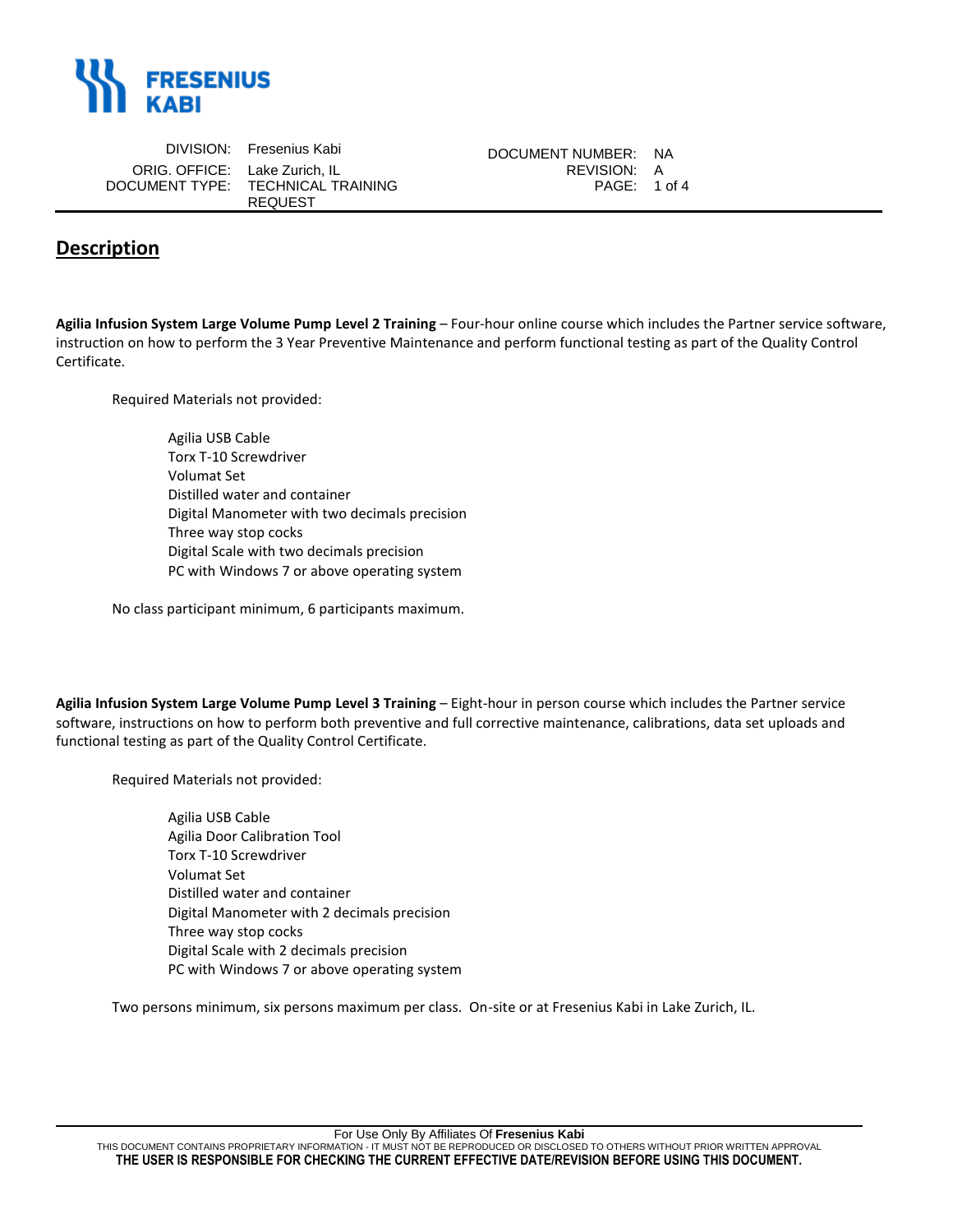| DIVISION: | Fresenius Kabi | DOCUMENT NUMBER: | NA |
|---|---|---|---|
| ORIG. OFFICE: | Lake Zurich, IL | REVISION: | A |
| DOCUMENT TYPE: | TECHNICAL TRAINING REQUEST | | |

## Description

**Agilia Infusion System Large Volume Pump Level 2 Training** – Four-hour online course which includes the Partner service software, instruction on how to perform the 3 Year Preventive Maintenance and perform functional testing as part of the Quality Control Certificate.

Required Materials not provided:

- Agilia USB Cable
- Torx T-10 Screwdriver
- Volumat Set
- Distilled water and container
- Digital Manometer with two decimals precision
- Three way stop cocks
- Digital Scale with two decimals precision
- PC with Windows 7 or above operating system

No class participant minimum, 6 participants maximum.

**Agilia Infusion System Large Volume Pump Level 3 Training** – Eight-hour in person course which includes the Partner service software, instructions on how to perform both preventive and full corrective maintenance, calibrations, data set uploads and functional testing as part of the Quality Control Certificate.

Required Materials not provided:

- Agilia USB Cable
- Agilia Door Calibration Tool
- Torx T-10 Screwdriver
- Volumat Set
- Distilled water and container
- Digital Manometer with 2 decimals precision
- Three way stop cocks
- Digital Scale with 2 decimals precision
- PC with Windows 7 or above operating system

Two persons minimum, six persons maximum per class. On-site or at Fresenius Kabi in Lake Zurich, IL.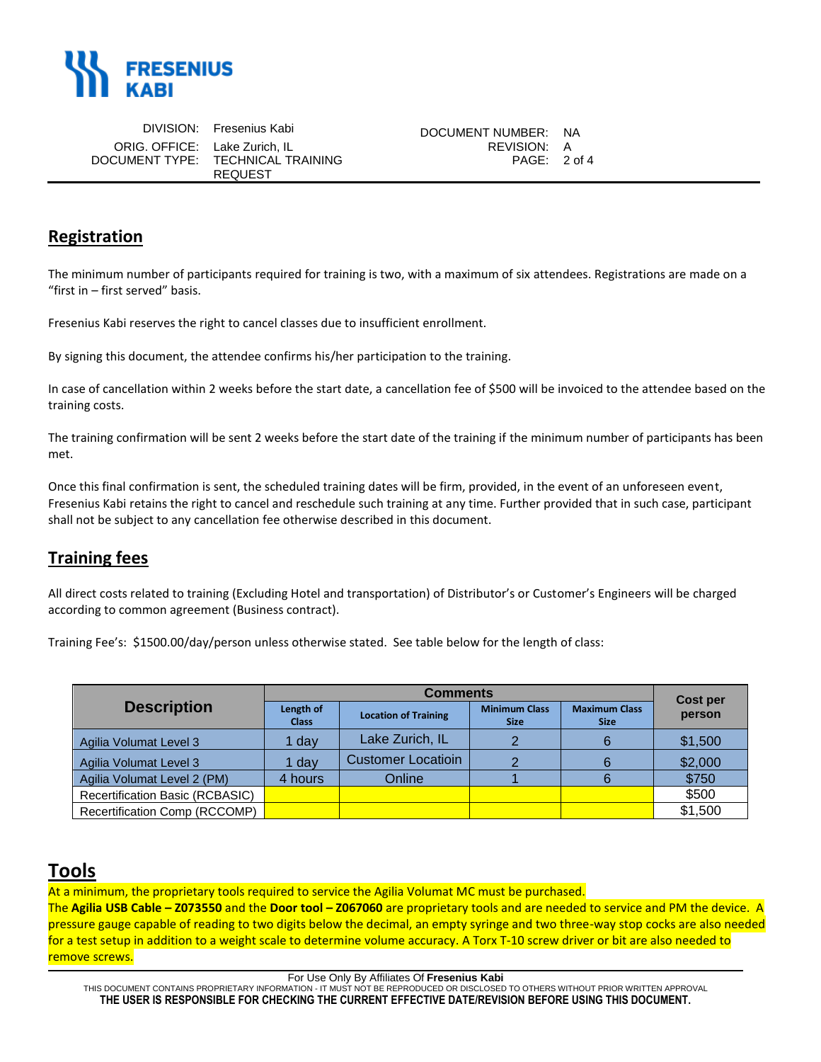## Registration

The minimum number of participants required for training is two, with a maximum of six attendees. Registrations are made on a "first in – first served" basis.

Fresenius Kabi reserves the right to cancel classes due to insufficient enrollment.

By signing this document, the attendee confirms his/her participation to the training.

In case of cancellation within 2 weeks before the start date, a cancellation fee of $500 will be invoiced to the attendee based on the training costs.

The training confirmation will be sent 2 weeks before the start date of the training if the minimum number of participants has been met.

Once this final confirmation is sent, the scheduled training dates will be firm, provided, in the event of an unforeseen event, Fresenius Kabi retains the right to cancel and reschedule such training at any time. Further provided that in such case, participant shall not be subject to any cancellation fee otherwise described in this document.

## Training fees

All direct costs related to training (Excluding Hotel and transportation) of Distributor's or Customer's Engineers will be charged according to common agreement (Business contract).

Training Fee's: $1500.00/day/person unless otherwise stated. See table below for the length of class:

| Description | Comments | | | | Cost per person |
|---|---|---|---|---|---|
| | Length of Class | Location of Training | Minimum Class Size | Maximum Class Size | |
| Agilia Volumat Level 3 | 1 day | Lake Zurich, IL | 2 | 6 | $1,500 |
| Agilia Volumat Level 3 | 1 day | Customer Locatioin | 2 | 6 | $2,000 |
| Agilia Volumat Level 2 (PM) | 4 hours | Online | 1 | 6 | $750 |
| Recertification Basic (RCBASIC) | | | | | $500 |
| Recertification Comp (RCCOMP) | | | | | $1,500 |

## Tools

At a minimum, the proprietary tools required to service the Agilia Volumat MC must be purchased.
The **Agilia USB Cable – Z073550** and the **Door tool – Z067060** are proprietary tools and are needed to service and PM the device. A pressure gauge capable of reading to two digits below the decimal, an empty syringe and two three-way stop cocks are also needed for a test setup in addition to a weight scale to determine volume accuracy. A Torx T-10 screw driver or bit are also needed to remove screws.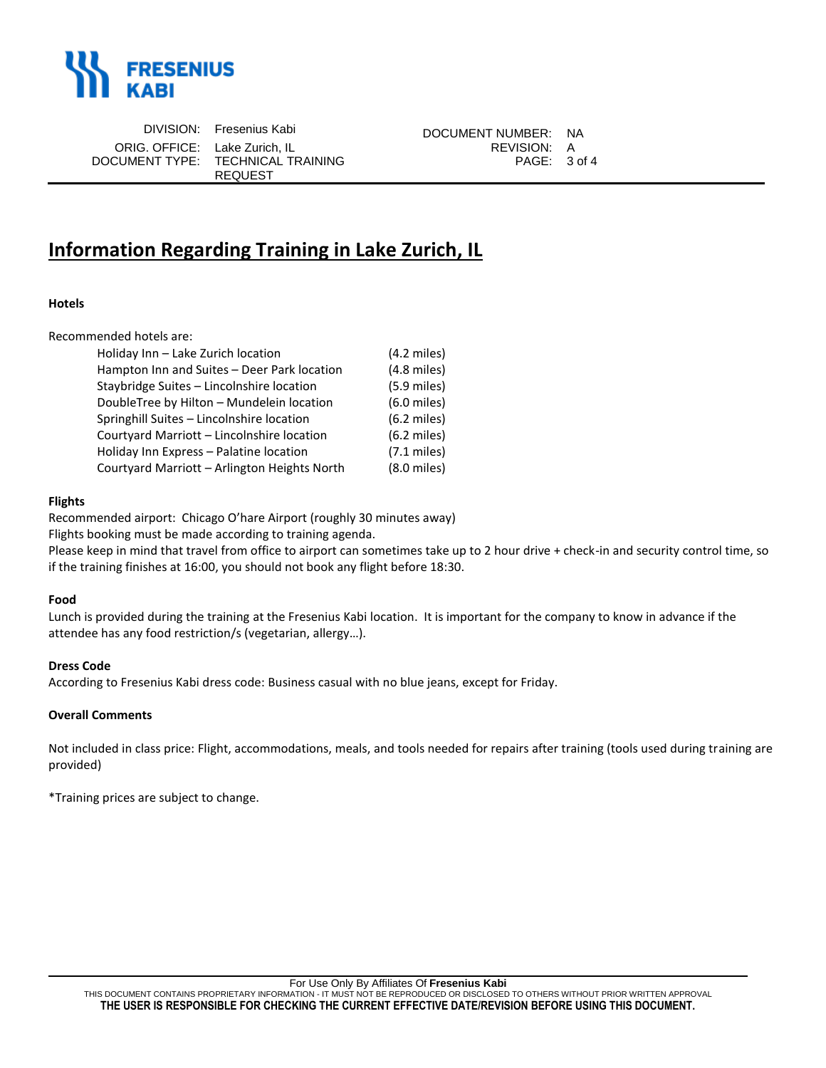# Information Regarding Training in Lake Zurich, IL

**Hotels**

Recommended hotels are:

| | |
|---|---|
| Holiday Inn – Lake Zurich location | (4.2 miles) |
| Hampton Inn and Suites – Deer Park location | (4.8 miles) |
| Staybridge Suites – Lincolnshire location | (5.9 miles) |
| DoubleTree by Hilton – Mundelein location | (6.0 miles) |
| Springhill Suites – Lincolnshire location | (6.2 miles) |
| Courtyard Marriott – Lincolnshire location | (6.2 miles) |
| Holiday Inn Express – Palatine location | (7.1 miles) |
| Courtyard Marriott – Arlington Heights North | (8.0 miles) |

**Flights**

Recommended airport: Chicago O'hare Airport (roughly 30 minutes away)
Flights booking must be made according to training agenda.
Please keep in mind that travel from office to airport can sometimes take up to 2 hour drive + check-in and security control time, so if the training finishes at 16:00, you should not book any flight before 18:30.

**Food**

Lunch is provided during the training at the Fresenius Kabi location. It is important for the company to know in advance if the attendee has any food restriction/s (vegetarian, allergy…).

**Dress Code**

According to Fresenius Kabi dress code: Business casual with no blue jeans, except for Friday.

**Overall Comments**

Not included in class price: Flight, accommodations, meals, and tools needed for repairs after training (tools used during training are provided)

*Training prices are subject to change.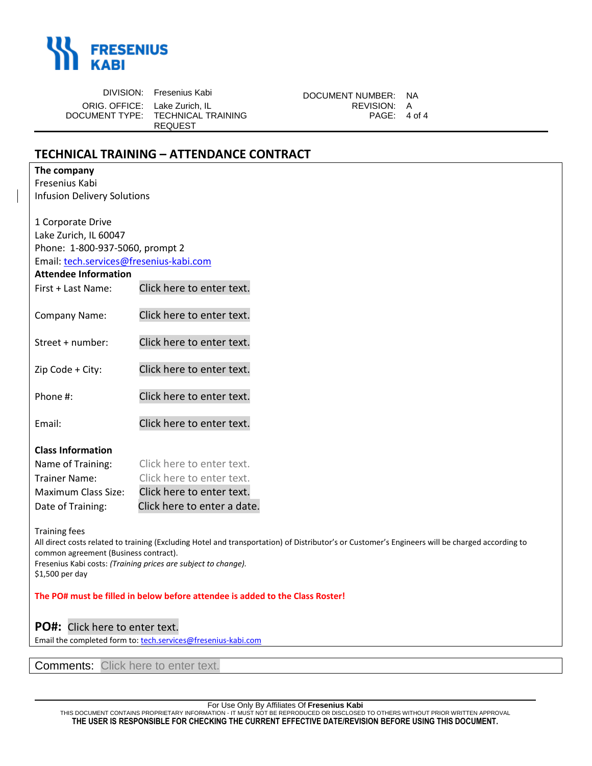DIVISION: Fresenius Kabi
ORIG. OFFICE: Lake Zurich, IL
DOCUMENT TYPE: TECHNICAL TRAINING REQUEST

DOCUMENT NUMBER: NA
REVISION: A

## TECHNICAL TRAINING – ATTENDANCE CONTRACT

**The company**
Fresenius Kabi
Infusion Delivery Solutions

1 Corporate Drive
Lake Zurich, IL 60047
Phone: 1-800-937-5060, prompt 2
Email: tech.services@fresenius-kabi.com

**Attendee Information**

| | |
|---|---|
| First + Last Name: | Click here to enter text. |
| Company Name: | Click here to enter text. |
| Street + number: | Click here to enter text. |
| Zip Code + City: | Click here to enter text. |
| Phone #: | Click here to enter text. |
| Email: | Click here to enter text. |

**Class Information**

| | |
|---|---|
| Name of Training: | Click here to enter text. |
| Trainer Name: | Click here to enter text. |
| Maximum Class Size: | Click here to enter text. |
| Date of Training: | Click here to enter a date. |

Training fees
All direct costs related to training (Excluding Hotel and transportation) of Distributor's or Customer's Engineers will be charged according to common agreement (Business contract).
Fresenius Kabi costs: *(Training prices are subject to change).*
$1,500 per day

**The PO# must be filled in below before attendee is added to the Class Roster!**

**PO#:** Click here to enter text.
Email the completed form to: tech.services@fresenius-kabi.com

Comments: Click here to enter text.

For Use Only By Affiliates Of **Fresenius Kabi**
THIS DOCUMENT CONTAINS PROPRIETARY INFORMATION - IT MUST NOT BE REPRODUCED OR DISCLOSED TO OTHERS WITHOUT PRIOR WRITTEN APPROVAL
**THE USER IS RESPONSIBLE FOR CHECKING THE CURRENT EFFECTIVE DATE/REVISION BEFORE USING THIS DOCUMENT.**